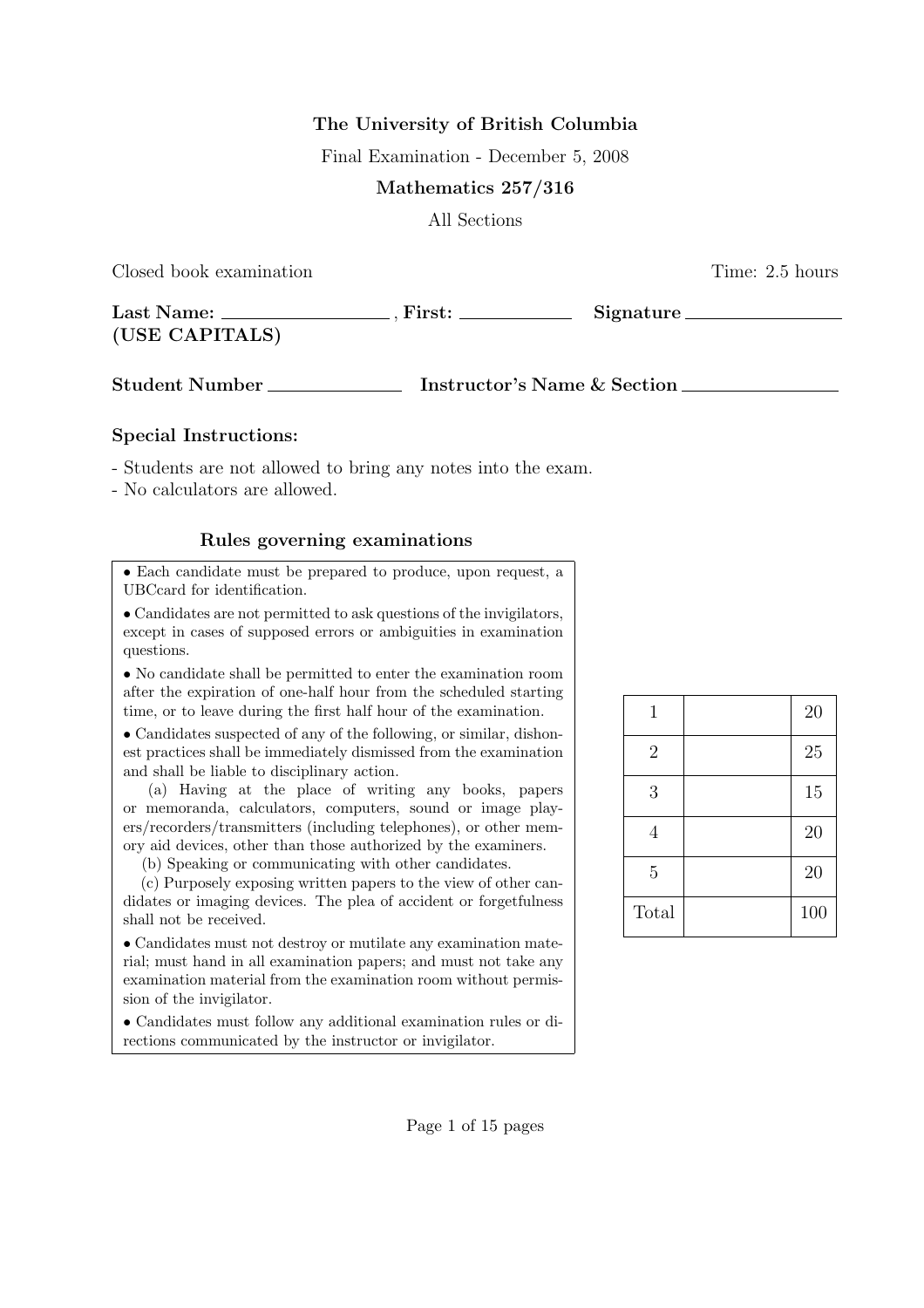**The University of British Columbia**

Final Examination - December 5, 2008

**Mathematics 257/316**

All Sections

Closed book examination | Time: 2.5 hours

**Last Name:** \_\_\_\_\_\_\_\_\_\_\_\_\_\_\_\_ , **First:** \_\_\_\_\_\_\_\_\_\_\_\_ **Signature** \_\_\_\_\_\_\_\_\_\_\_\_\_\_\_\_
**(USE CAPITALS)**

**Student Number** \_\_\_\_\_\_\_\_\_\_\_\_\_\_ **Instructor's Name & Section** \_\_\_\_\_\_\_\_\_\_\_\_\_\_\_\_

**Special Instructions:**

- Students are not allowed to bring any notes into the exam.
- No calculators are allowed.

### Rules governing examinations

- Each candidate must be prepared to produce, upon request, a UBCcard for identification.
- Candidates are not permitted to ask questions of the invigilators, except in cases of supposed errors or ambiguities in examination questions.
- No candidate shall be permitted to enter the examination room after the expiration of one-half hour from the scheduled starting time, or to leave during the first half hour of the examination.
- Candidates suspected of any of the following, or similar, dishonest practices shall be immediately dismissed from the examination and shall be liable to disciplinary action.
  (a) Having at the place of writing any books, papers or memoranda, calculators, computers, sound or image players/recorders/transmitters (including telephones), or other memory aid devices, other than those authorized by the examiners.
  (b) Speaking or communicating with other candidates.
  (c) Purposely exposing written papers to the view of other candidates or imaging devices. The plea of accident or forgetfulness shall not be received.
- Candidates must not destroy or mutilate any examination material; must hand in all examination papers; and must not take any examination material from the examination room without permission of the invigilator.
- Candidates must follow any additional examination rules or directions communicated by the instructor or invigilator.

| | | |
|---|---|---|
| 1 | | 20 |
| 2 | | 25 |
| 3 | | 15 |
| 4 | | 20 |
| 5 | | 20 |
| Total | | 100 |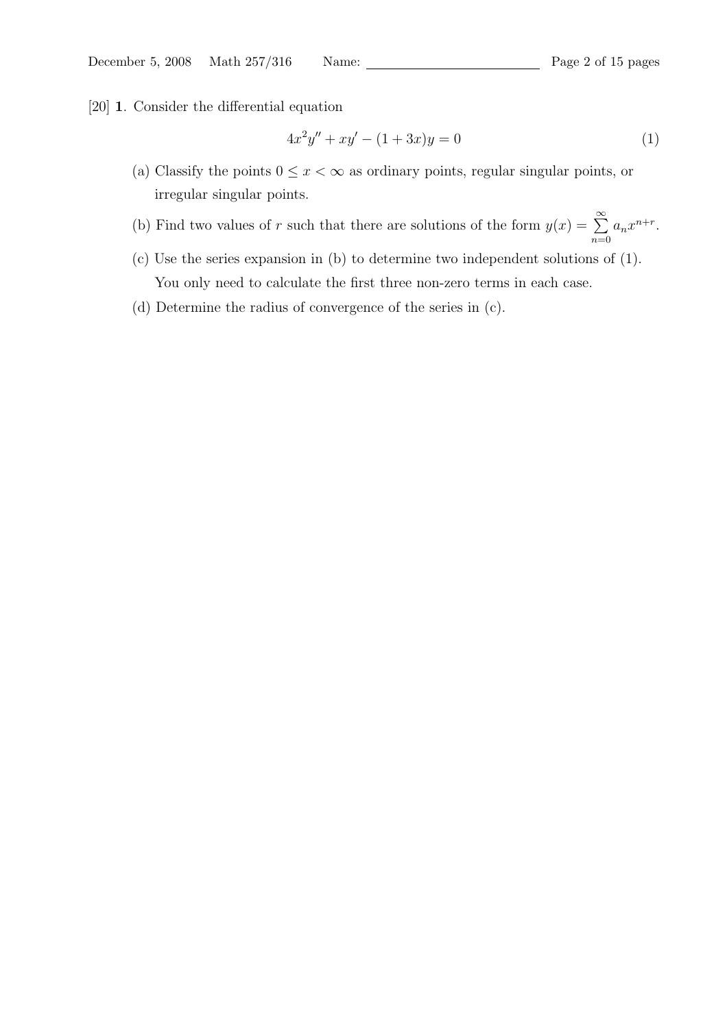[20] **1**. Consider the differential equation

$$4x^2y'' + xy' - (1 + 3x)y = 0 \tag{1}$$

(a) Classify the points $0 \le x < \infty$ as ordinary points, regular singular points, or irregular singular points.

(b) Find two values of $r$ such that there are solutions of the form $y(x) = \sum_{n=0}^{\infty} a_n x^{n+r}$.

(c) Use the series expansion in (b) to determine two independent solutions of (1). You only need to calculate the first three non-zero terms in each case.

(d) Determine the radius of convergence of the series in (c).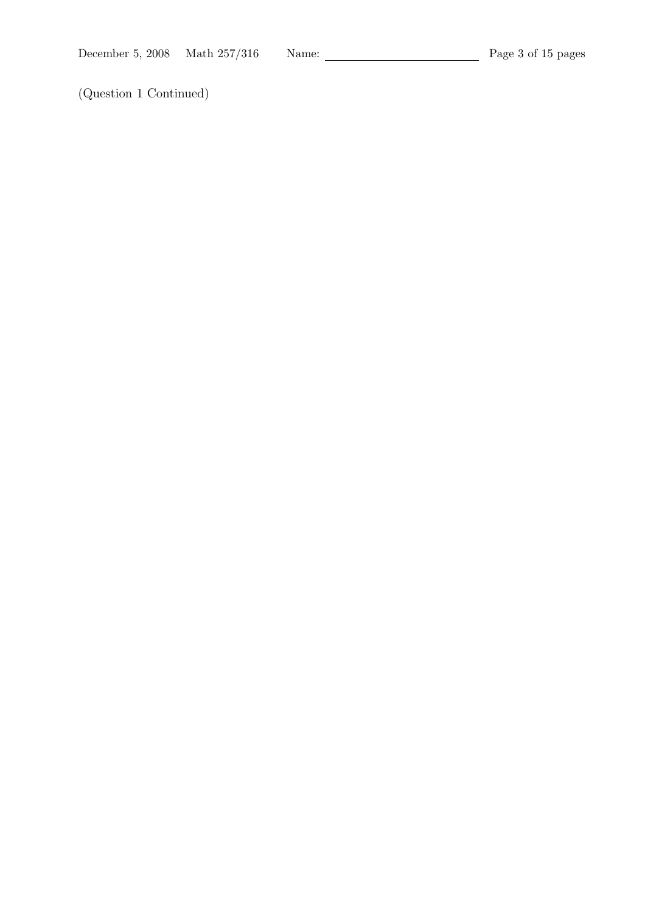(Question 1 Continued)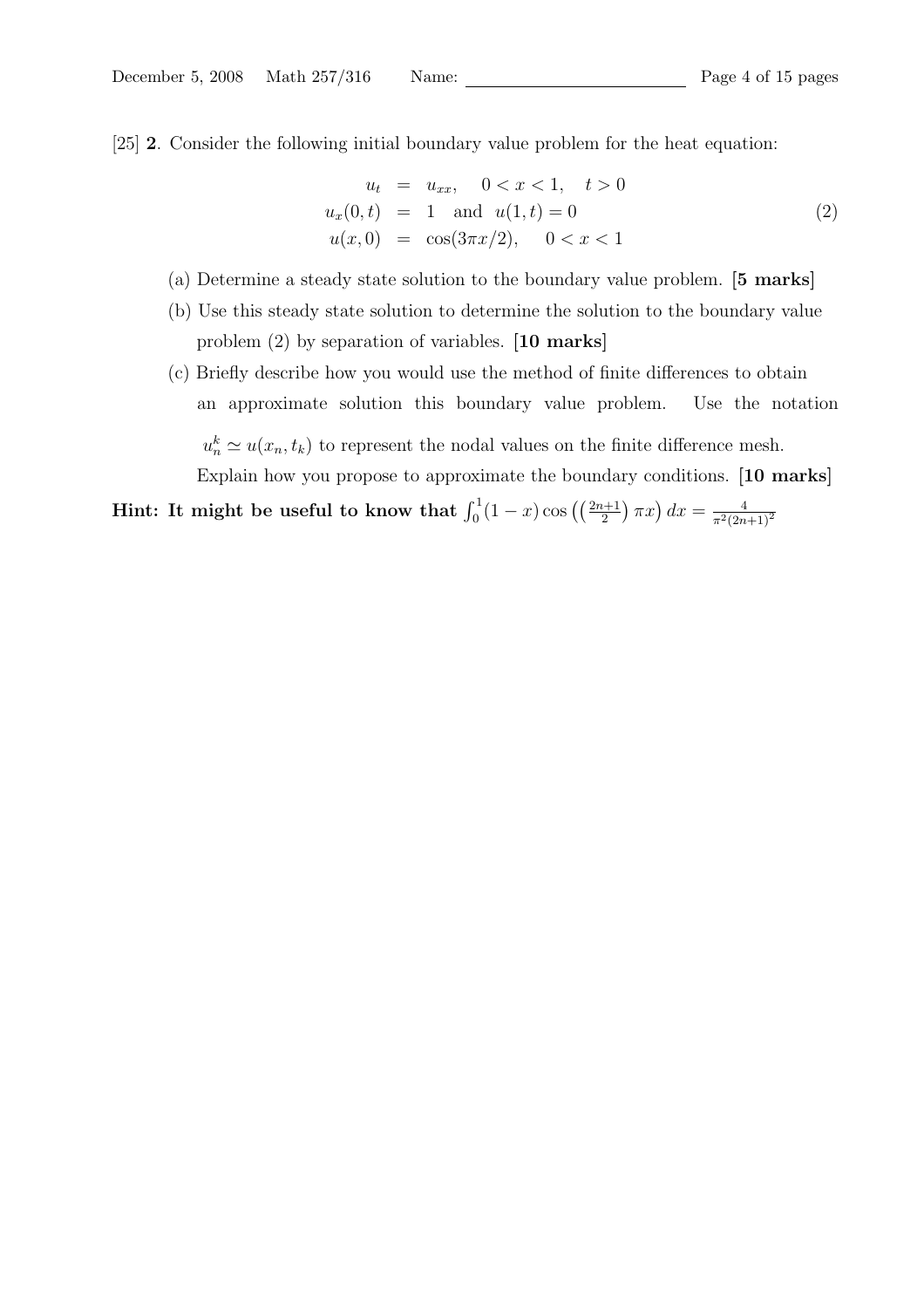[25] **2**. Consider the following initial boundary value problem for the heat equation:

$$
\begin{aligned}
u_t &= u_{xx}, \quad 0 < x < 1, \quad t > 0 \\
u_x(0,t) &= 1 \quad \text{and} \quad u(1,t) = 0 \\
u(x,0) &= \cos(3\pi x/2), \quad 0 < x < 1
\end{aligned}
\tag{2}
$$

(a) Determine a steady state solution to the boundary value problem. **[5 marks]**

(b) Use this steady state solution to determine the solution to the boundary value problem (2) by separation of variables. **[10 marks]**

(c) Briefly describe how you would use the method of finite differences to obtain an approximate solution this boundary value problem. Use the notation $u_n^k \simeq u(x_n, t_k)$ to represent the nodal values on the finite difference mesh. Explain how you propose to approximate the boundary conditions. **[10 marks]**

**Hint: It might be useful to know that** $\int_0^1 (1-x)\cos\left(\left(\frac{2n+1}{2}\right)\pi x\right)dx = \frac{4}{\pi^2(2n+1)^2}$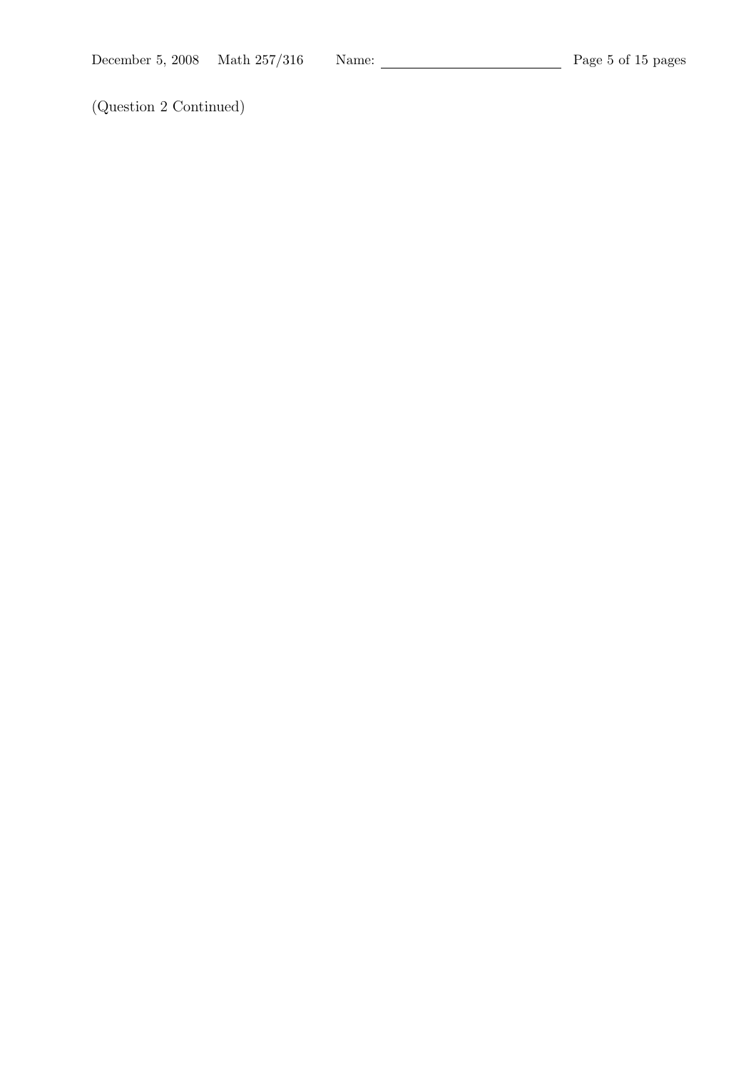(Question 2 Continued)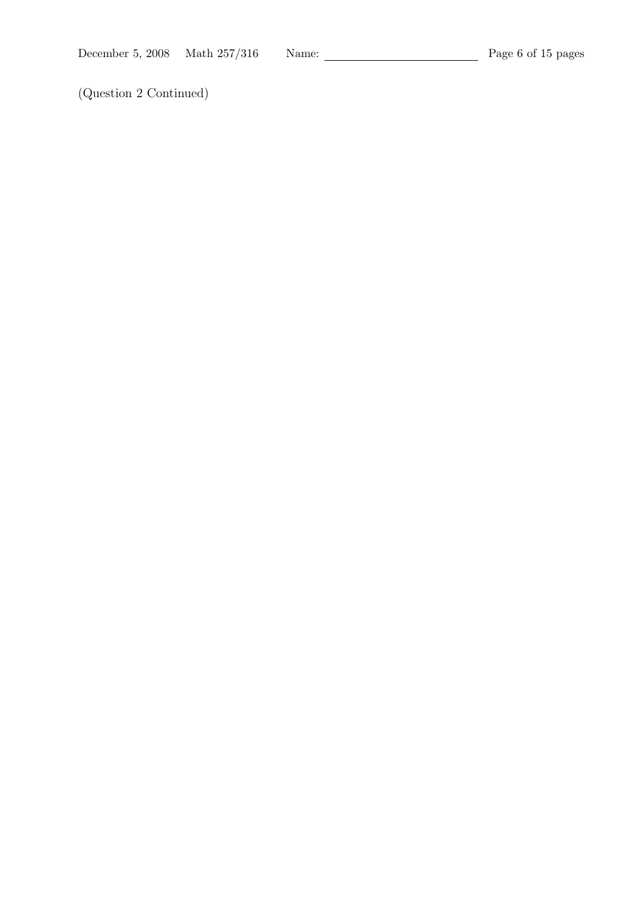(Question 2 Continued)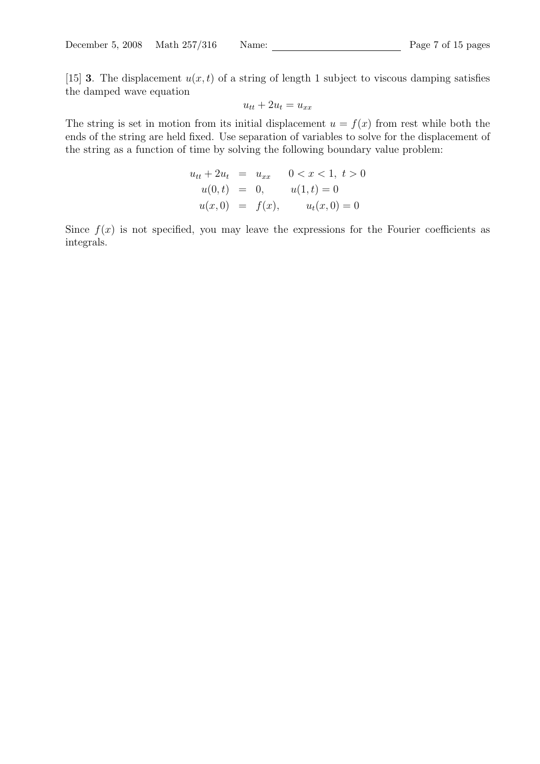[15] **3**. The displacement $u(x,t)$ of a string of length 1 subject to viscous damping satisfies the damped wave equation

$$u_{tt} + 2u_t = u_{xx}$$

The string is set in motion from its initial displacement $u = f(x)$ from rest while both the ends of the string are held fixed. Use separation of variables to solve for the displacement of the string as a function of time by solving the following boundary value problem:

$$\begin{aligned} u_{tt} + 2u_t &= u_{xx} \qquad 0 < x < 1,\ t > 0 \\ u(0,t) &= 0, \qquad u(1,t) = 0 \\ u(x,0) &= f(x), \qquad u_t(x,0) = 0 \end{aligned}$$

Since $f(x)$ is not specified, you may leave the expressions for the Fourier coefficients as integrals.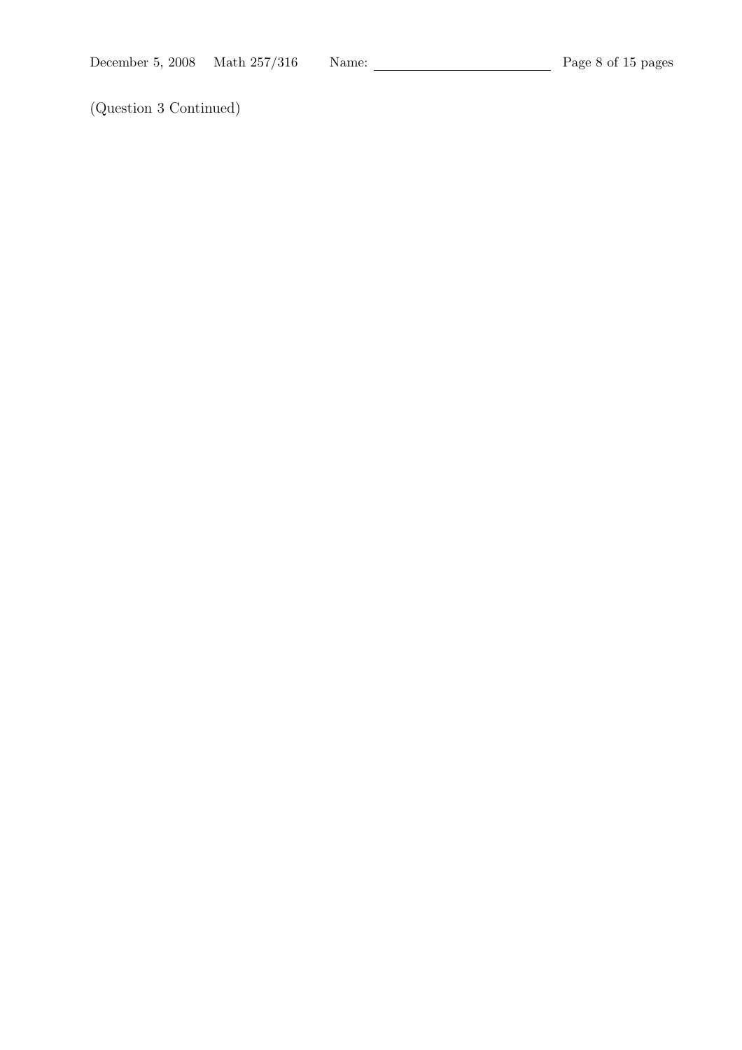(Question 3 Continued)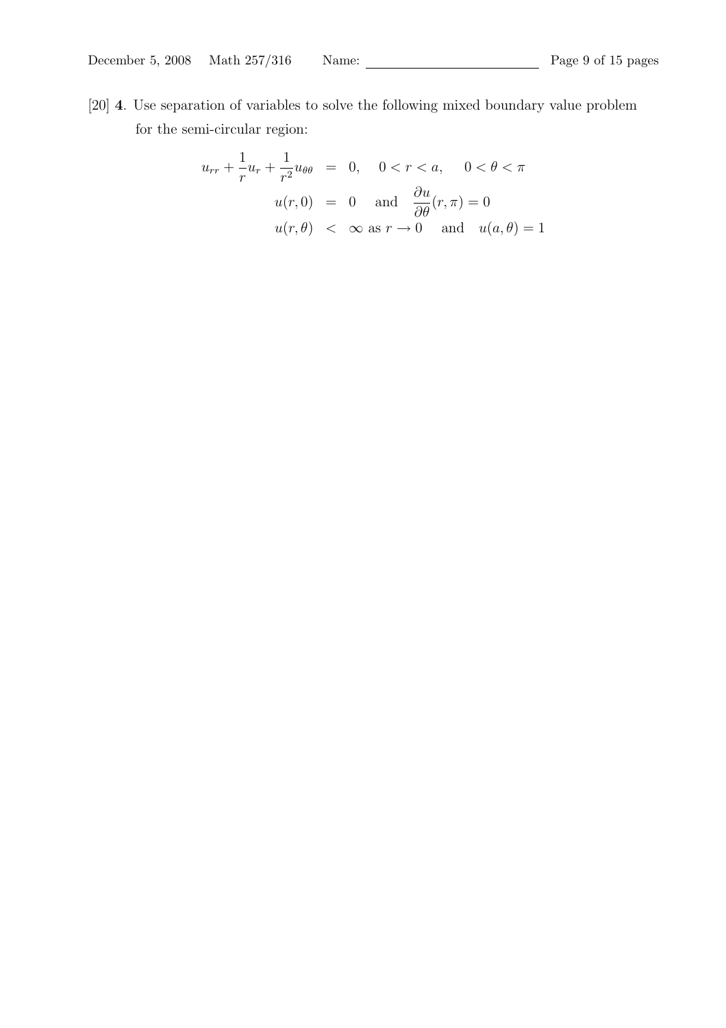[20] **4**. Use separation of variables to solve the following mixed boundary value problem for the semi-circular region:

$$
\begin{aligned}
u_{rr} + \frac{1}{r}u_r + \frac{1}{r^2}u_{\theta\theta} &= 0, \quad 0 < r < a, \quad 0 < \theta < \pi \\
u(r,0) &= 0 \quad \text{and} \quad \frac{\partial u}{\partial \theta}(r,\pi) = 0 \\
u(r,\theta) &< \infty \text{ as } r \to 0 \quad \text{and} \quad u(a,\theta) = 1
\end{aligned}
$$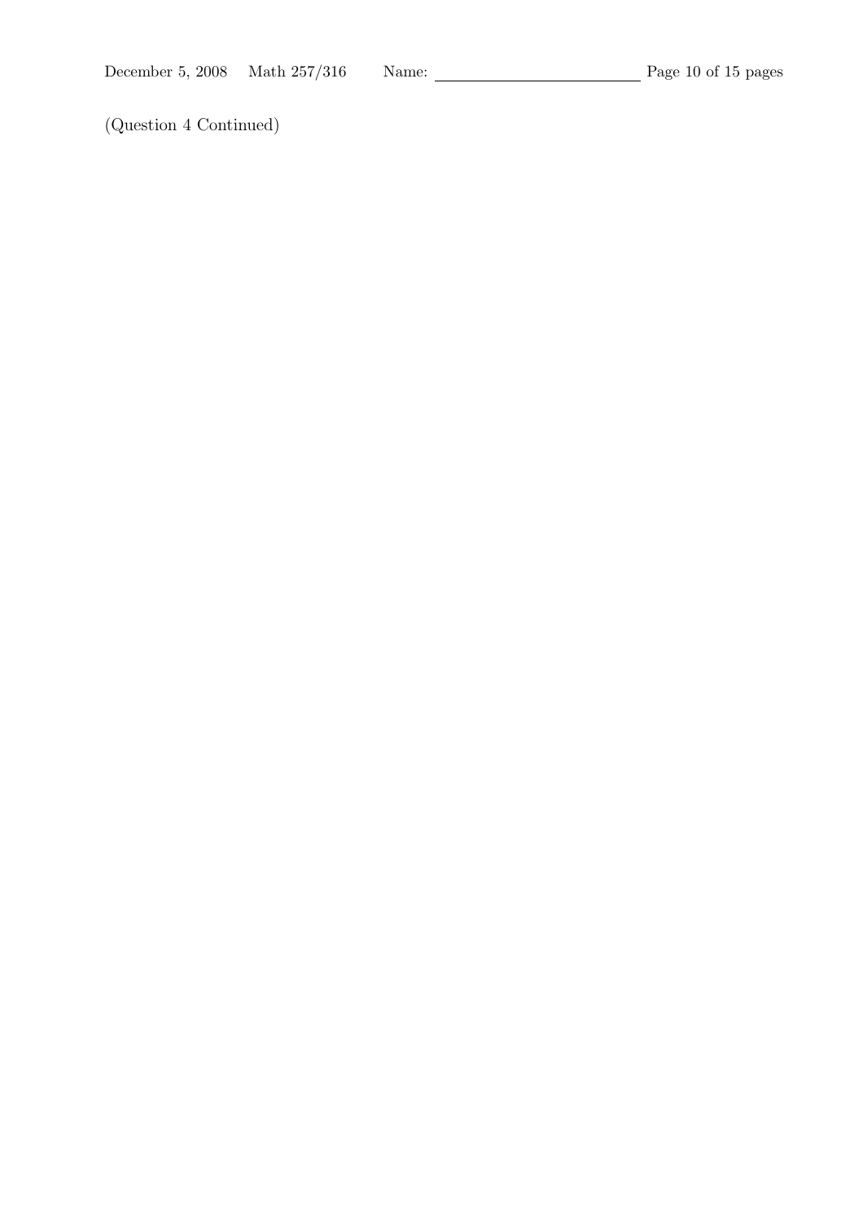(Question 4 Continued)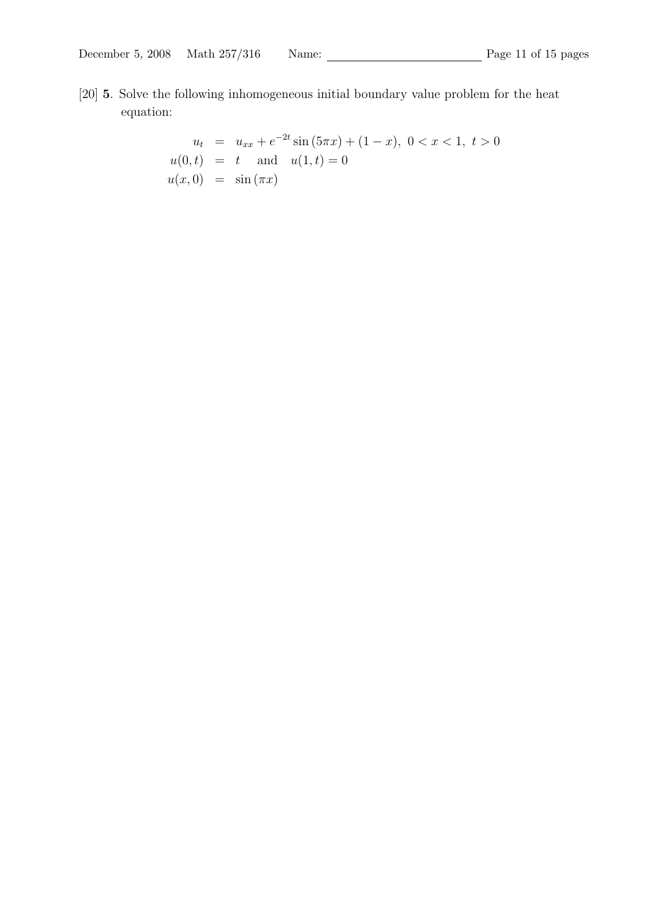[20] **5**. Solve the following inhomogeneous initial boundary value problem for the heat equation:

$$
\begin{aligned}
u_t &= u_{xx} + e^{-2t}\sin(5\pi x) + (1-x), \ 0 < x < 1, \ t > 0 \\
u(0,t) &= t \quad \text{and} \quad u(1,t) = 0 \\
u(x,0) &= \sin(\pi x)
\end{aligned}
$$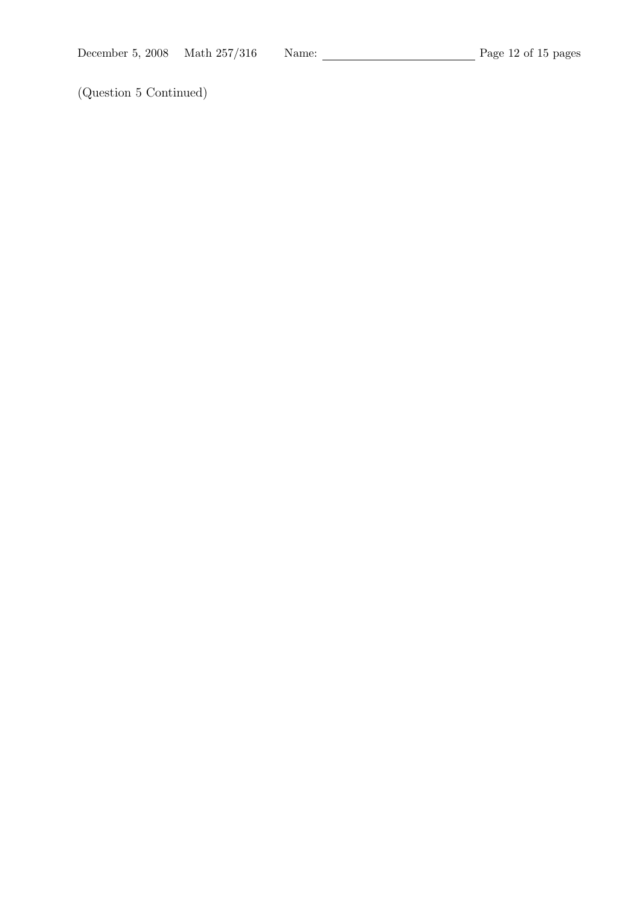(Question 5 Continued)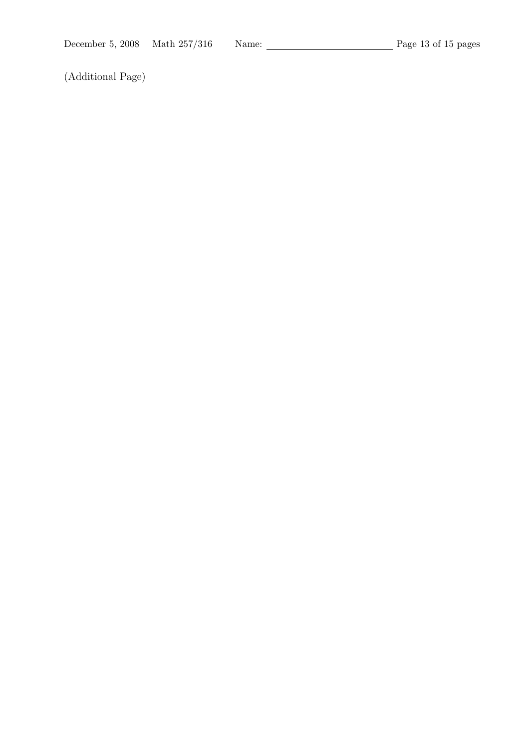(Additional Page)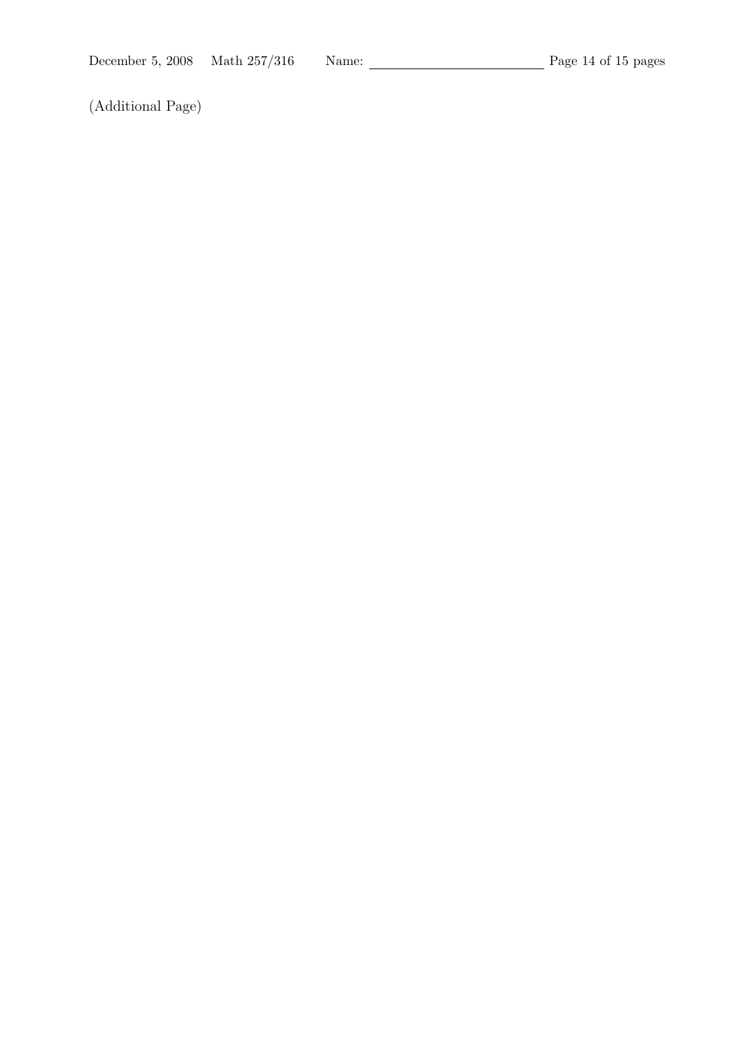(Additional Page)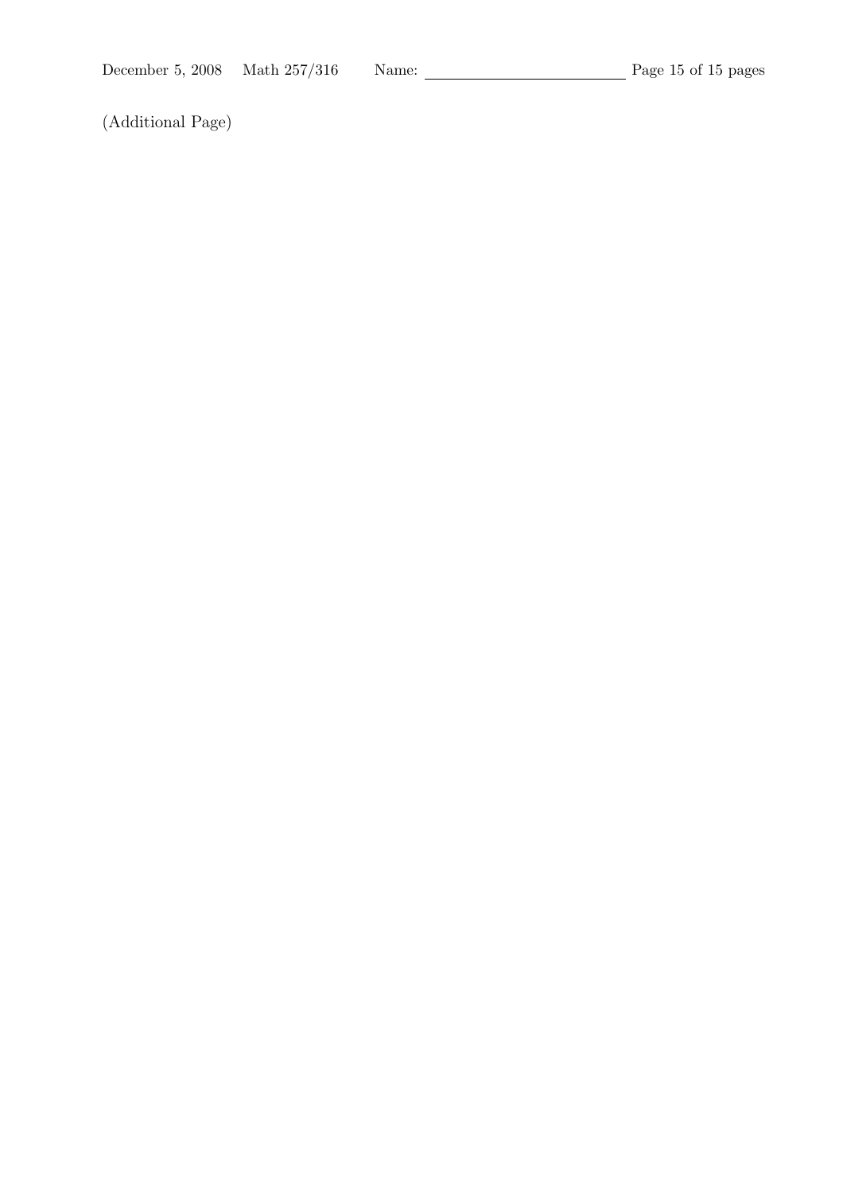(Additional Page)